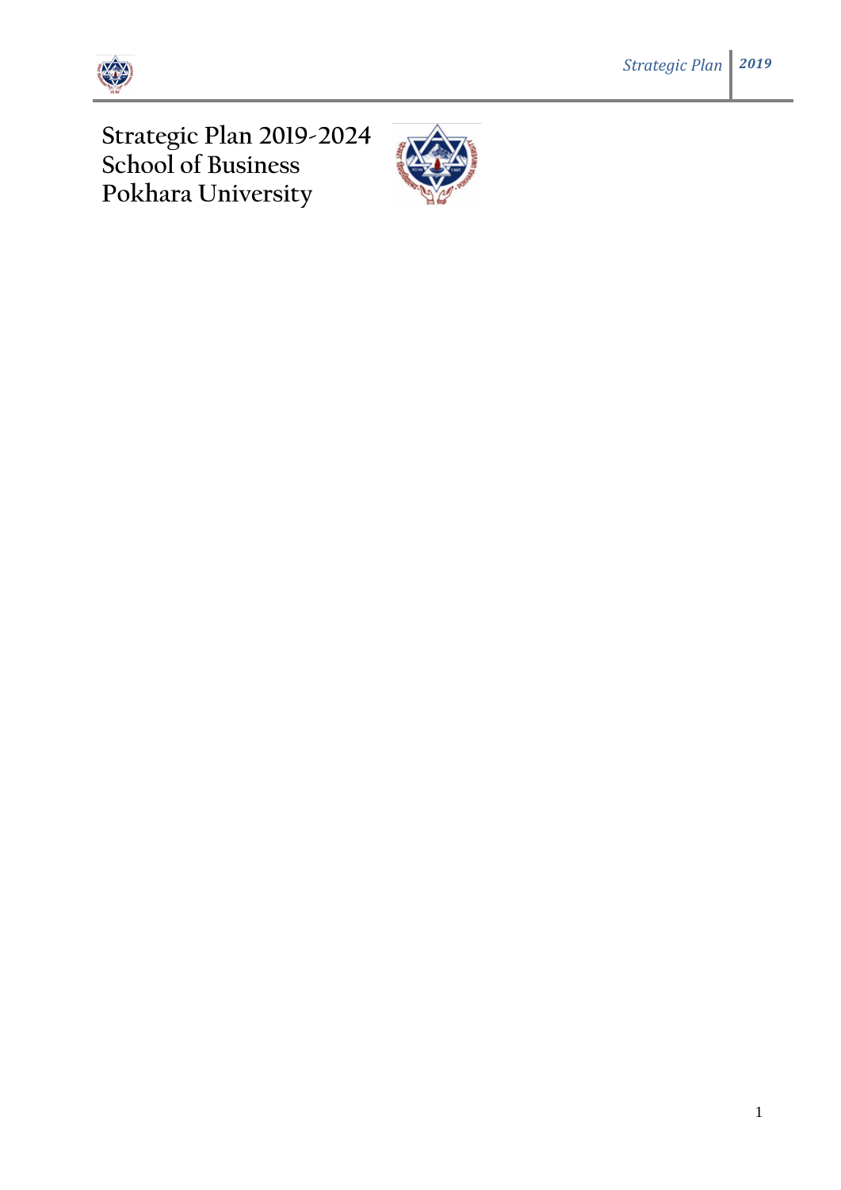# Strategic Plan 2019-2024
# School of Business
# Pokhara University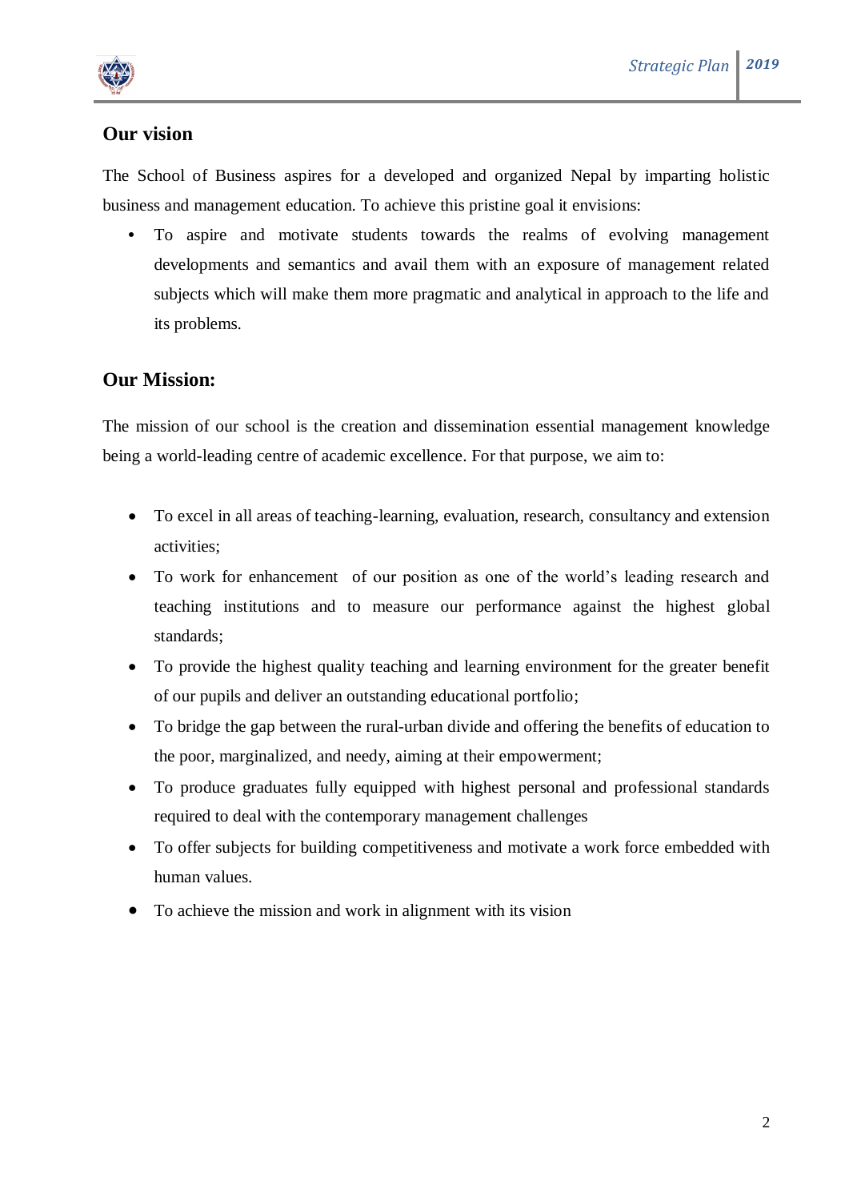## Our vision

The School of Business aspires for a developed and organized Nepal by imparting holistic business and management education. To achieve this pristine goal it envisions:

- To aspire and motivate students towards the realms of evolving management developments and semantics and avail them with an exposure of management related subjects which will make them more pragmatic and analytical in approach to the life and its problems.

## Our Mission:

The mission of our school is the creation and dissemination essential management knowledge being a world-leading centre of academic excellence. For that purpose, we aim to:

- To excel in all areas of teaching-learning, evaluation, research, consultancy and extension activities;
- To work for enhancement of our position as one of the world's leading research and teaching institutions and to measure our performance against the highest global standards;
- To provide the highest quality teaching and learning environment for the greater benefit of our pupils and deliver an outstanding educational portfolio;
- To bridge the gap between the rural-urban divide and offering the benefits of education to the poor, marginalized, and needy, aiming at their empowerment;
- To produce graduates fully equipped with highest personal and professional standards required to deal with the contemporary management challenges
- To offer subjects for building competitiveness and motivate a work force embedded with human values.
- To achieve the mission and work in alignment with its vision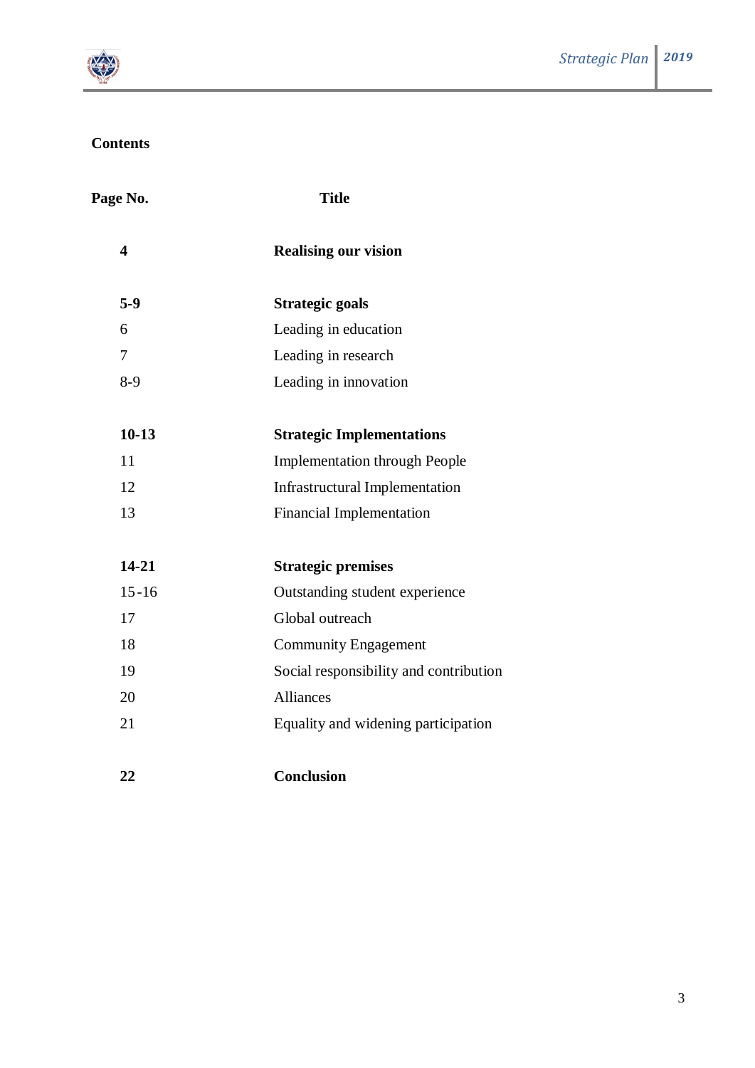## Contents

| Page No. | Title |
| --- | --- |
| **4** | **Realising our vision** |
| **5-9** | **Strategic goals** |
| 6 | Leading in education |
| 7 | Leading in research |
| 8-9 | Leading in innovation |
| **10-13** | **Strategic Implementations** |
| 11 | Implementation through People |
| 12 | Infrastructural Implementation |
| 13 | Financial Implementation |
| **14-21** | **Strategic premises** |
| 15-16 | Outstanding student experience |
| 17 | Global outreach |
| 18 | Community Engagement |
| 19 | Social responsibility and contribution |
| 20 | Alliances |
| 21 | Equality and widening participation |
| **22** | **Conclusion** |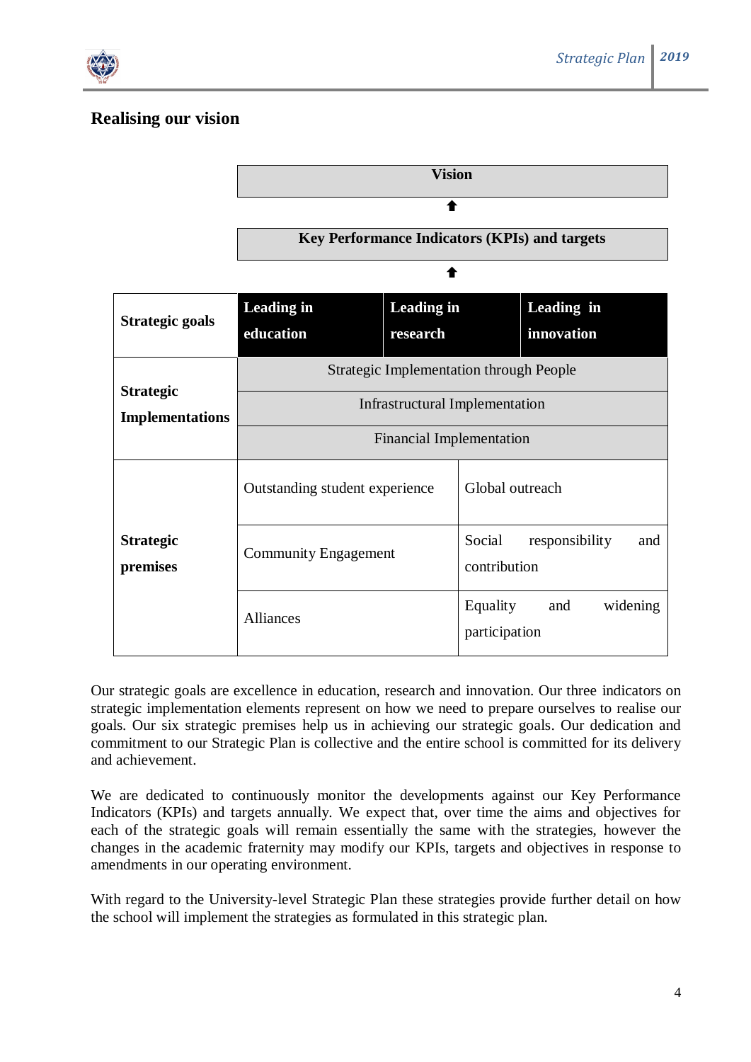## Realising our vision

| | | | |
|---|---|---|---|
| | **Vision** | | |
| | ⬆ | | |
| | **Key Performance Indicators (KPIs) and targets** | | |
| | ⬆ | | |
| **Strategic goals** | **Leading in education** | **Leading in research** | **Leading in innovation** |
| **Strategic Implementations** | Strategic Implementation through People | | |
| | Infrastructural Implementation | | |
| | Financial Implementation | | |
| **Strategic premises** | Outstanding student experience | Global outreach | |
| | Community Engagement | Social responsibility and contribution | |
| | Alliances | Equality and widening participation | |

Our strategic goals are excellence in education, research and innovation. Our three indicators on strategic implementation elements represent on how we need to prepare ourselves to realise our goals. Our six strategic premises help us in achieving our strategic goals. Our dedication and commitment to our Strategic Plan is collective and the entire school is committed for its delivery and achievement.

We are dedicated to continuously monitor the developments against our Key Performance Indicators (KPIs) and targets annually. We expect that, over time the aims and objectives for each of the strategic goals will remain essentially the same with the strategies, however the changes in the academic fraternity may modify our KPIs, targets and objectives in response to amendments in our operating environment.

With regard to the University-level Strategic Plan these strategies provide further detail on how the school will implement the strategies as formulated in this strategic plan.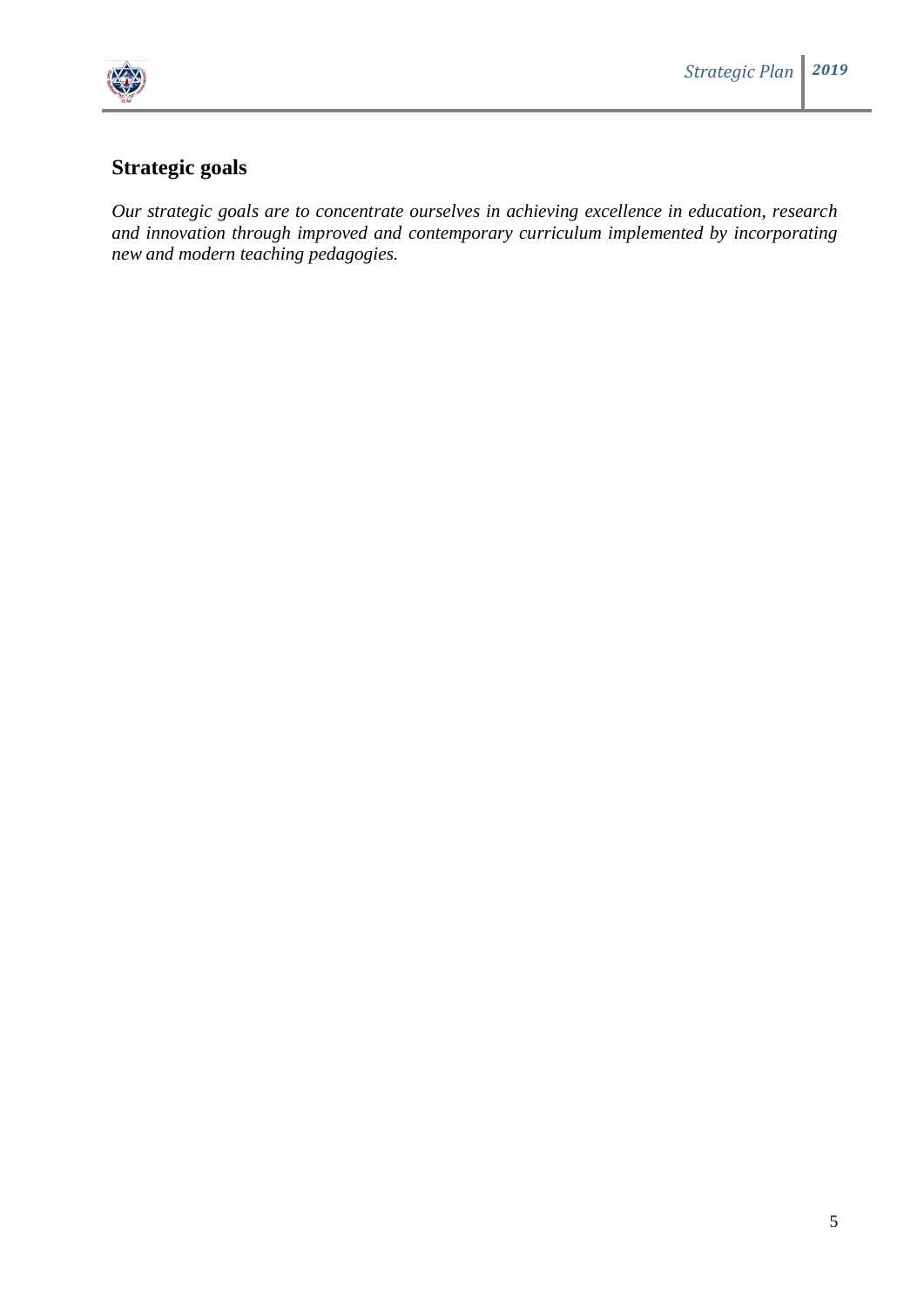## Strategic goals

*Our strategic goals are to concentrate ourselves in achieving excellence in education, research and innovation through improved and contemporary curriculum implemented by incorporating new and modern teaching pedagogies.*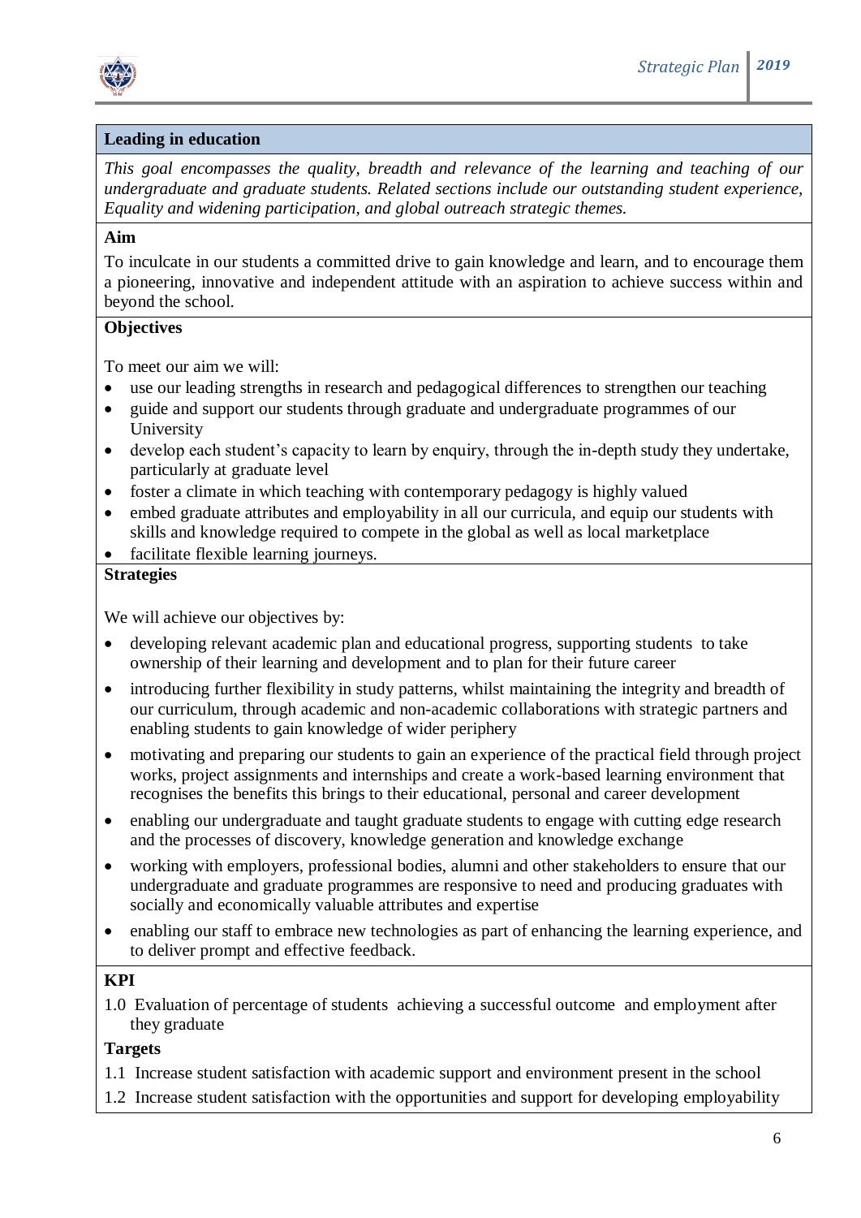## Leading in education

*This goal encompasses the quality, breadth and relevance of the learning and teaching of our undergraduate and graduate students. Related sections include our outstanding student experience, Equality and widening participation, and global outreach strategic themes.*

### Aim

To inculcate in our students a committed drive to gain knowledge and learn, and to encourage them a pioneering, innovative and independent attitude with an aspiration to achieve success within and beyond the school.

### Objectives

To meet our aim we will:

- use our leading strengths in research and pedagogical differences to strengthen our teaching
- guide and support our students through graduate and undergraduate programmes of our University
- develop each student's capacity to learn by enquiry, through the in-depth study they undertake, particularly at graduate level
- foster a climate in which teaching with contemporary pedagogy is highly valued
- embed graduate attributes and employability in all our curricula, and equip our students with skills and knowledge required to compete in the global as well as local marketplace
- facilitate flexible learning journeys.

### Strategies

We will achieve our objectives by:

- developing relevant academic plan and educational progress, supporting students to take ownership of their learning and development and to plan for their future career
- introducing further flexibility in study patterns, whilst maintaining the integrity and breadth of our curriculum, through academic and non-academic collaborations with strategic partners and enabling students to gain knowledge of wider periphery
- motivating and preparing our students to gain an experience of the practical field through project works, project assignments and internships and create a work-based learning environment that recognises the benefits this brings to their educational, personal and career development
- enabling our undergraduate and taught graduate students to engage with cutting edge research and the processes of discovery, knowledge generation and knowledge exchange
- working with employers, professional bodies, alumni and other stakeholders to ensure that our undergraduate and graduate programmes are responsive to need and producing graduates with socially and economically valuable attributes and expertise
- enabling our staff to embrace new technologies as part of enhancing the learning experience, and to deliver prompt and effective feedback.

### KPI

1.0 Evaluation of percentage of students achieving a successful outcome and employment after they graduate

### Targets

1.1 Increase student satisfaction with academic support and environment present in the school

1.2 Increase student satisfaction with the opportunities and support for developing employability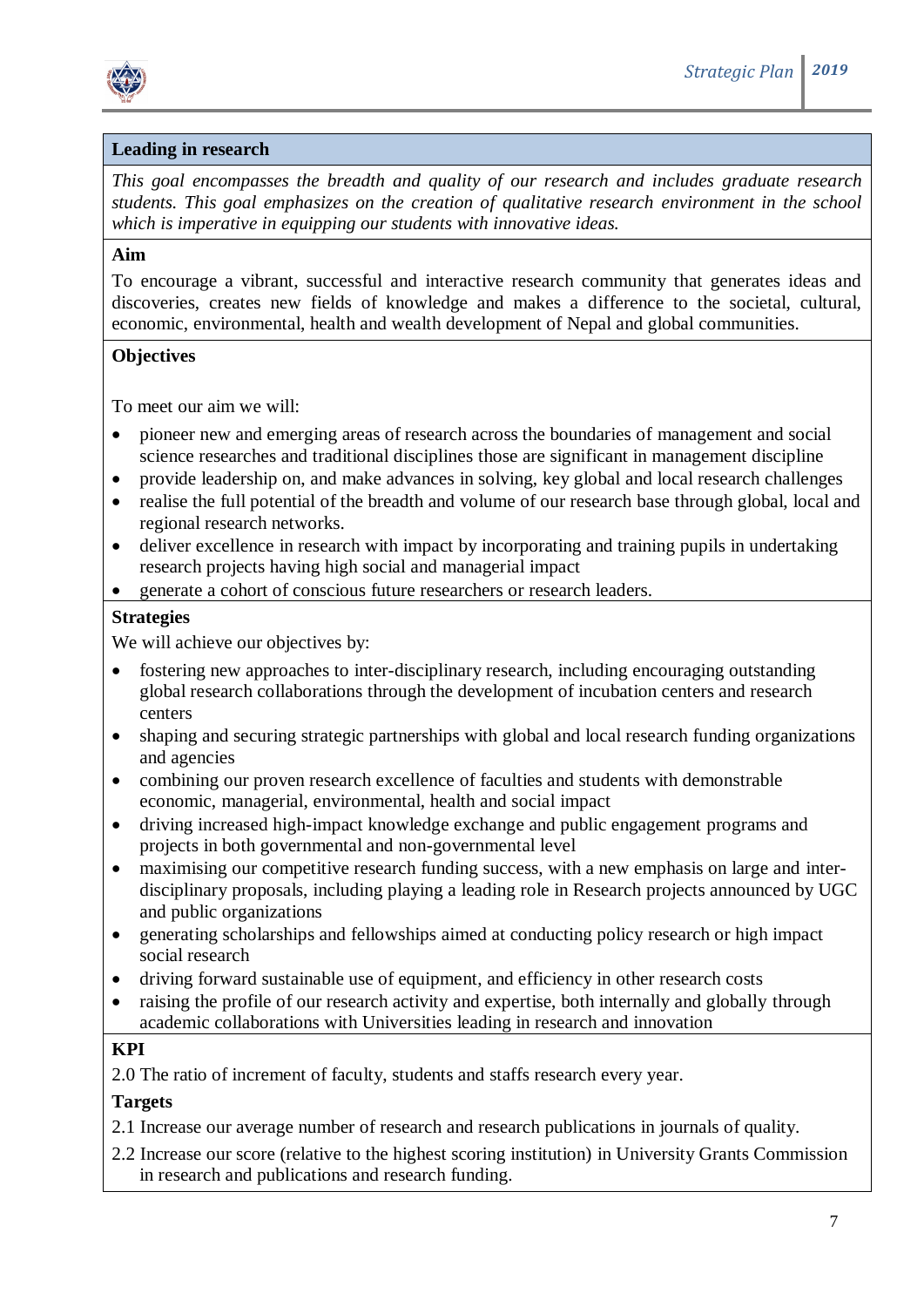## Leading in research

*This goal encompasses the breadth and quality of our research and includes graduate research students. This goal emphasizes on the creation of qualitative research environment in the school which is imperative in equipping our students with innovative ideas.*

**Aim**

To encourage a vibrant, successful and interactive research community that generates ideas and discoveries, creates new fields of knowledge and makes a difference to the societal, cultural, economic, environmental, health and wealth development of Nepal and global communities.

**Objectives**

To meet our aim we will:

- pioneer new and emerging areas of research across the boundaries of management and social science researches and traditional disciplines those are significant in management discipline
- provide leadership on, and make advances in solving, key global and local research challenges
- realise the full potential of the breadth and volume of our research base through global, local and regional research networks.
- deliver excellence in research with impact by incorporating and training pupils in undertaking research projects having high social and managerial impact
- generate a cohort of conscious future researchers or research leaders.

**Strategies**

We will achieve our objectives by:

- fostering new approaches to inter-disciplinary research, including encouraging outstanding global research collaborations through the development of incubation centers and research centers
- shaping and securing strategic partnerships with global and local research funding organizations and agencies
- combining our proven research excellence of faculties and students with demonstrable economic, managerial, environmental, health and social impact
- driving increased high-impact knowledge exchange and public engagement programs and projects in both governmental and non-governmental level
- maximising our competitive research funding success, with a new emphasis on large and inter-disciplinary proposals, including playing a leading role in Research projects announced by UGC and public organizations
- generating scholarships and fellowships aimed at conducting policy research or high impact social research
- driving forward sustainable use of equipment, and efficiency in other research costs
- raising the profile of our research activity and expertise, both internally and globally through academic collaborations with Universities leading in research and innovation

**KPI**

2.0 The ratio of increment of faculty, students and staffs research every year.

**Targets**

2.1 Increase our average number of research and research publications in journals of quality.

2.2 Increase our score (relative to the highest scoring institution) in University Grants Commission in research and publications and research funding.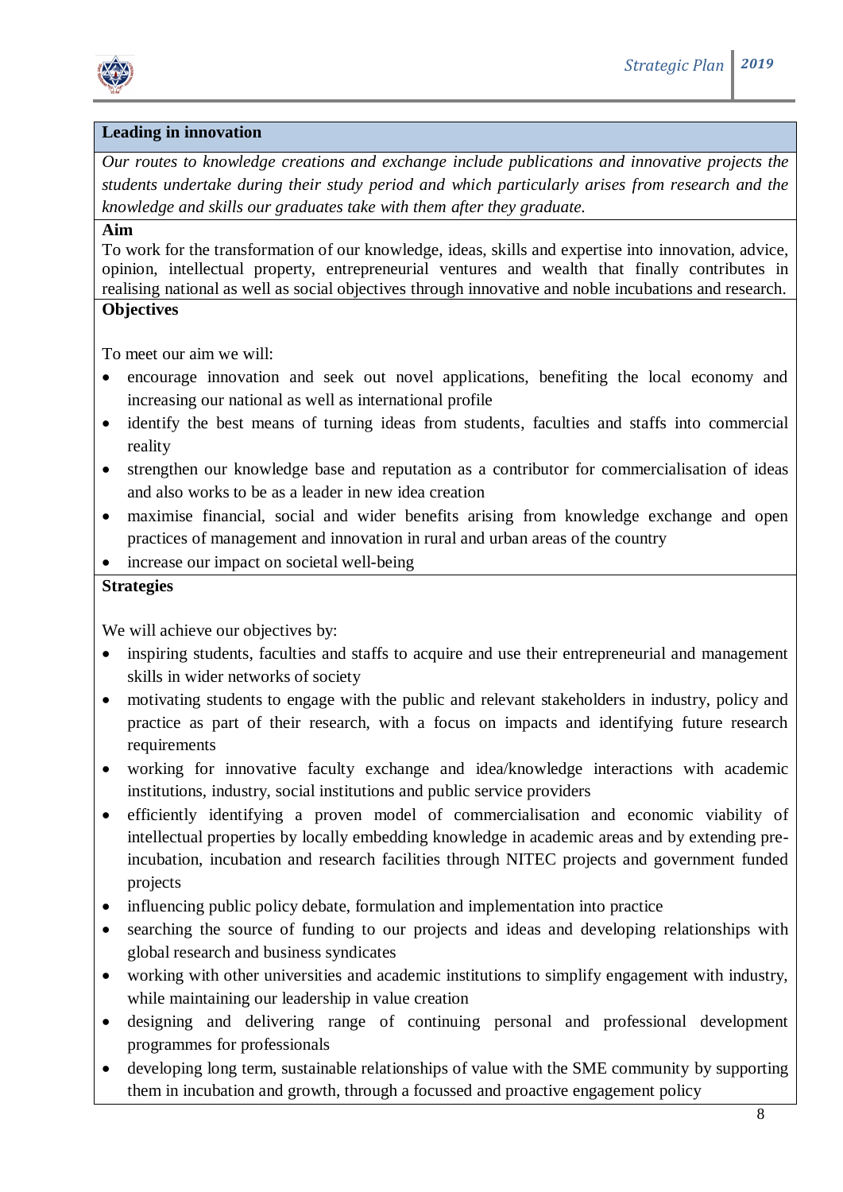## Leading in innovation

*Our routes to knowledge creations and exchange include publications and innovative projects the students undertake during their study period and which particularly arises from research and the knowledge and skills our graduates take with them after they graduate.*

**Aim**

To work for the transformation of our knowledge, ideas, skills and expertise into innovation, advice, opinion, intellectual property, entrepreneurial ventures and wealth that finally contributes in realising national as well as social objectives through innovative and noble incubations and research.

**Objectives**

To meet our aim we will:

- encourage innovation and seek out novel applications, benefiting the local economy and increasing our national as well as international profile
- identify the best means of turning ideas from students, faculties and staffs into commercial reality
- strengthen our knowledge base and reputation as a contributor for commercialisation of ideas and also works to be as a leader in new idea creation
- maximise financial, social and wider benefits arising from knowledge exchange and open practices of management and innovation in rural and urban areas of the country
- increase our impact on societal well-being

**Strategies**

We will achieve our objectives by:

- inspiring students, faculties and staffs to acquire and use their entrepreneurial and management skills in wider networks of society
- motivating students to engage with the public and relevant stakeholders in industry, policy and practice as part of their research, with a focus on impacts and identifying future research requirements
- working for innovative faculty exchange and idea/knowledge interactions with academic institutions, industry, social institutions and public service providers
- efficiently identifying a proven model of commercialisation and economic viability of intellectual properties by locally embedding knowledge in academic areas and by extending pre-incubation, incubation and research facilities through NITEC projects and government funded projects
- influencing public policy debate, formulation and implementation into practice
- searching the source of funding to our projects and ideas and developing relationships with global research and business syndicates
- working with other universities and academic institutions to simplify engagement with industry, while maintaining our leadership in value creation
- designing and delivering range of continuing personal and professional development programmes for professionals
- developing long term, sustainable relationships of value with the SME community by supporting them in incubation and growth, through a focussed and proactive engagement policy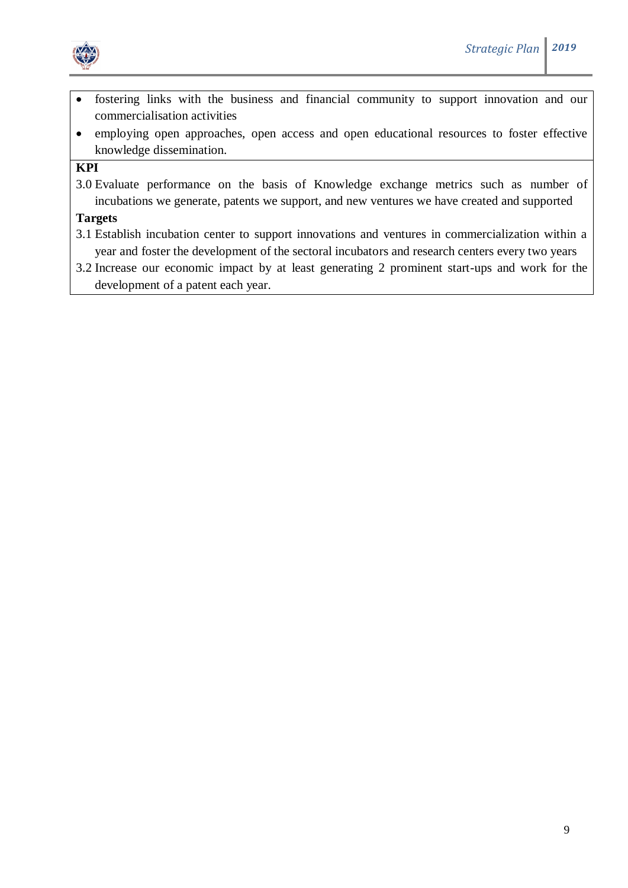- fostering links with the business and financial community to support innovation and our commercialisation activities
- employing open approaches, open access and open educational resources to foster effective knowledge dissemination.

**KPI**

3.0 Evaluate performance on the basis of Knowledge exchange metrics such as number of incubations we generate, patents we support, and new ventures we have created and supported

**Targets**

3.1 Establish incubation center to support innovations and ventures in commercialization within a year and foster the development of the sectoral incubators and research centers every two years

3.2 Increase our economic impact by at least generating 2 prominent start-ups and work for the development of a patent each year.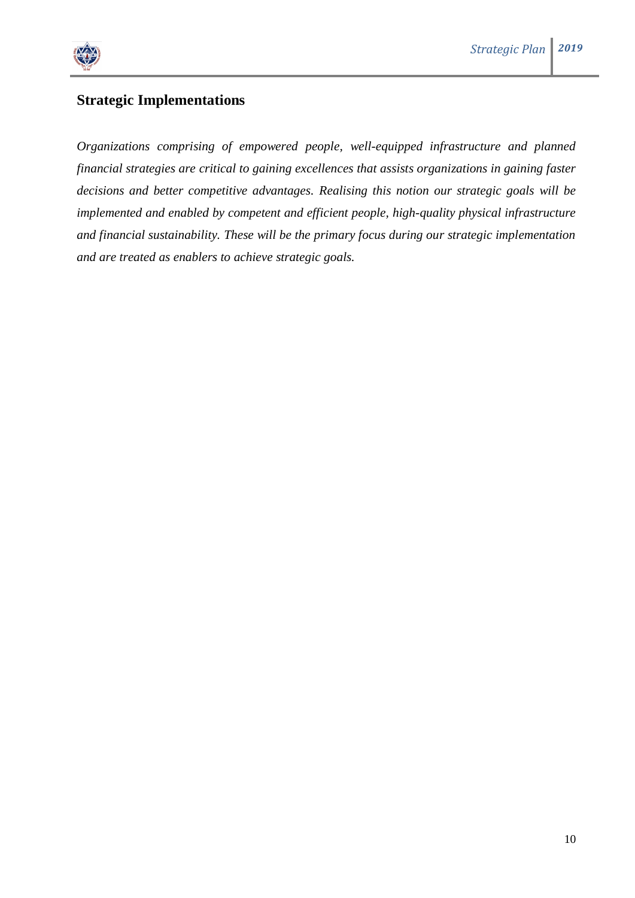## Strategic Implementations

*Organizations comprising of empowered people, well-equipped infrastructure and planned financial strategies are critical to gaining excellences that assists organizations in gaining faster decisions and better competitive advantages. Realising this notion our strategic goals will be implemented and enabled by competent and efficient people, high-quality physical infrastructure and financial sustainability. These will be the primary focus during our strategic implementation and are treated as enablers to achieve strategic goals.*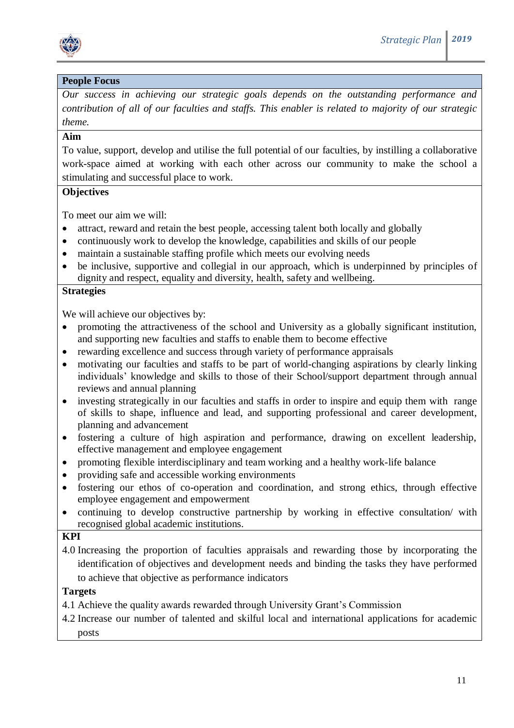## People Focus

*Our success in achieving our strategic goals depends on the outstanding performance and contribution of all of our faculties and staffs. This enabler is related to majority of our strategic theme.*

**Aim**

To value, support, develop and utilise the full potential of our faculties, by instilling a collaborative work-space aimed at working with each other across our community to make the school a stimulating and successful place to work.

**Objectives**

To meet our aim we will:

- attract, reward and retain the best people, accessing talent both locally and globally
- continuously work to develop the knowledge, capabilities and skills of our people
- maintain a sustainable staffing profile which meets our evolving needs
- be inclusive, supportive and collegial in our approach, which is underpinned by principles of dignity and respect, equality and diversity, health, safety and wellbeing.

**Strategies**

We will achieve our objectives by:

- promoting the attractiveness of the school and University as a globally significant institution, and supporting new faculties and staffs to enable them to become effective
- rewarding excellence and success through variety of performance appraisals
- motivating our faculties and staffs to be part of world-changing aspirations by clearly linking individuals' knowledge and skills to those of their School/support department through annual reviews and annual planning
- investing strategically in our faculties and staffs in order to inspire and equip them with range of skills to shape, influence and lead, and supporting professional and career development, planning and advancement
- fostering a culture of high aspiration and performance, drawing on excellent leadership, effective management and employee engagement
- promoting flexible interdisciplinary and team working and a healthy work-life balance
- providing safe and accessible working environments
- fostering our ethos of co-operation and coordination, and strong ethics, through effective employee engagement and empowerment
- continuing to develop constructive partnership by working in effective consultation/ with recognised global academic institutions.

**KPI**

4.0 Increasing the proportion of faculties appraisals and rewarding those by incorporating the identification of objectives and development needs and binding the tasks they have performed to achieve that objective as performance indicators

**Targets**

4.1 Achieve the quality awards rewarded through University Grant's Commission

4.2 Increase our number of talented and skilful local and international applications for academic posts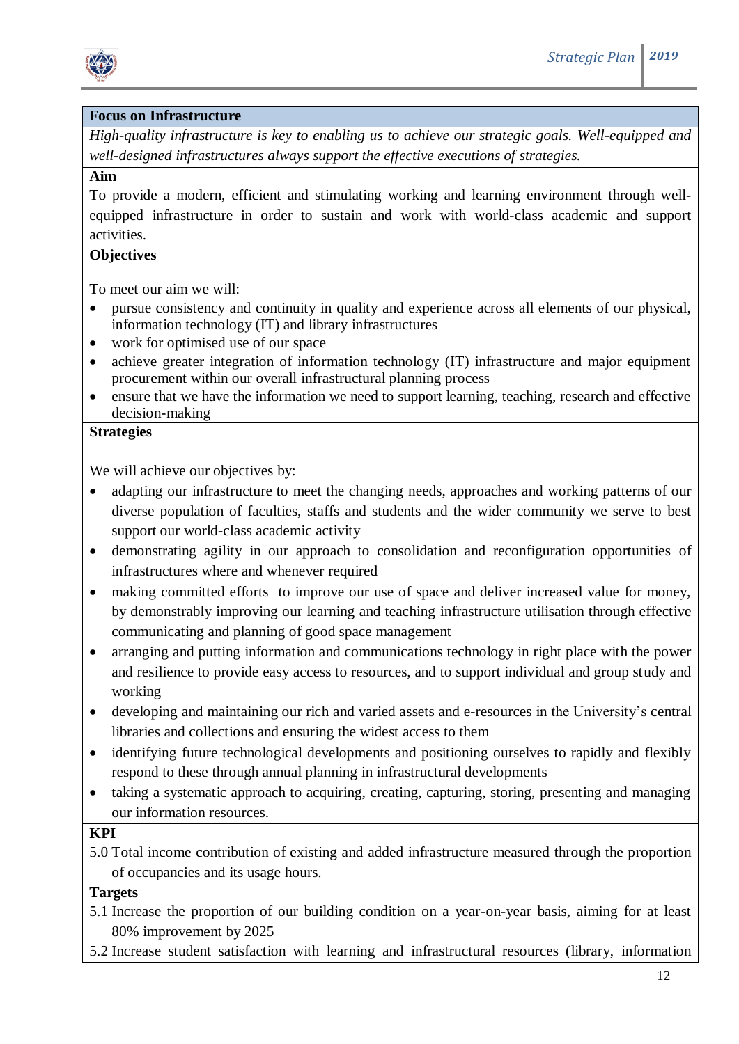**Focus on Infrastructure**

*High-quality infrastructure is key to enabling us to achieve our strategic goals. Well-equipped and well-designed infrastructures always support the effective executions of strategies.*

**Aim**

To provide a modern, efficient and stimulating working and learning environment through well-equipped infrastructure in order to sustain and work with world-class academic and support activities.

**Objectives**

To meet our aim we will:

- pursue consistency and continuity in quality and experience across all elements of our physical, information technology (IT) and library infrastructures
- work for optimised use of our space
- achieve greater integration of information technology (IT) infrastructure and major equipment procurement within our overall infrastructural planning process
- ensure that we have the information we need to support learning, teaching, research and effective decision-making

**Strategies**

We will achieve our objectives by:

- adapting our infrastructure to meet the changing needs, approaches and working patterns of our diverse population of faculties, staffs and students and the wider community we serve to best support our world-class academic activity
- demonstrating agility in our approach to consolidation and reconfiguration opportunities of infrastructures where and whenever required
- making committed efforts to improve our use of space and deliver increased value for money, by demonstrably improving our learning and teaching infrastructure utilisation through effective communicating and planning of good space management
- arranging and putting information and communications technology in right place with the power and resilience to provide easy access to resources, and to support individual and group study and working
- developing and maintaining our rich and varied assets and e-resources in the University's central libraries and collections and ensuring the widest access to them
- identifying future technological developments and positioning ourselves to rapidly and flexibly respond to these through annual planning in infrastructural developments
- taking a systematic approach to acquiring, creating, capturing, storing, presenting and managing our information resources.

**KPI**

5.0 Total income contribution of existing and added infrastructure measured through the proportion of occupancies and its usage hours.

**Targets**

5.1 Increase the proportion of our building condition on a year-on-year basis, aiming for at least 80% improvement by 2025

5.2 Increase student satisfaction with learning and infrastructural resources (library, information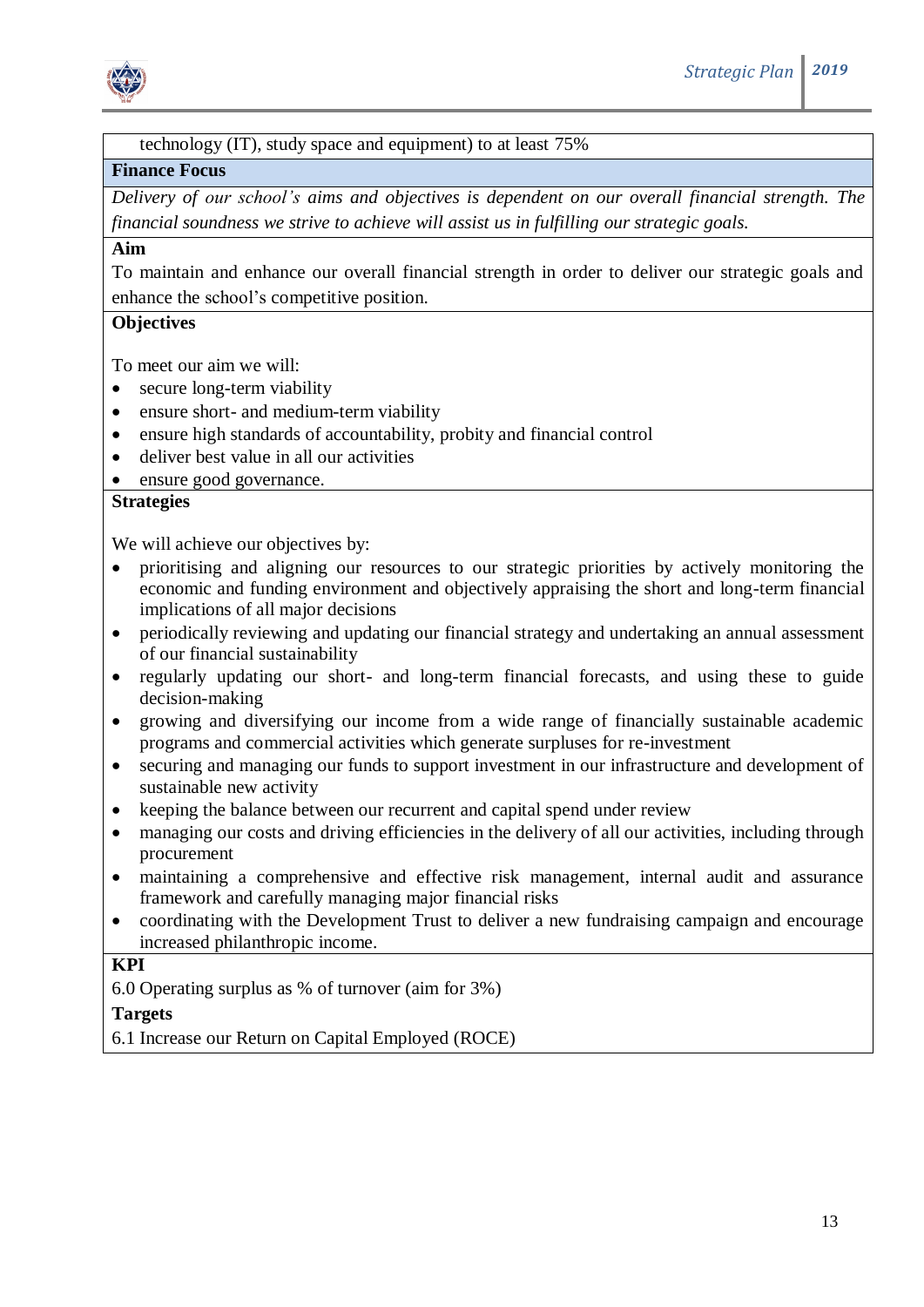technology (IT), study space and equipment) to at least 75%

**Finance Focus**

*Delivery of our school's aims and objectives is dependent on our overall financial strength. The financial soundness we strive to achieve will assist us in fulfilling our strategic goals.*

**Aim**

To maintain and enhance our overall financial strength in order to deliver our strategic goals and enhance the school's competitive position.

**Objectives**

To meet our aim we will:

- secure long-term viability
- ensure short- and medium-term viability
- ensure high standards of accountability, probity and financial control
- deliver best value in all our activities
- ensure good governance.

**Strategies**

We will achieve our objectives by:

- prioritising and aligning our resources to our strategic priorities by actively monitoring the economic and funding environment and objectively appraising the short and long-term financial implications of all major decisions
- periodically reviewing and updating our financial strategy and undertaking an annual assessment of our financial sustainability
- regularly updating our short- and long-term financial forecasts, and using these to guide decision-making
- growing and diversifying our income from a wide range of financially sustainable academic programs and commercial activities which generate surpluses for re-investment
- securing and managing our funds to support investment in our infrastructure and development of sustainable new activity
- keeping the balance between our recurrent and capital spend under review
- managing our costs and driving efficiencies in the delivery of all our activities, including through procurement
- maintaining a comprehensive and effective risk management, internal audit and assurance framework and carefully managing major financial risks
- coordinating with the Development Trust to deliver a new fundraising campaign and encourage increased philanthropic income.

**KPI**

6.0 Operating surplus as % of turnover (aim for 3%)

**Targets**

6.1 Increase our Return on Capital Employed (ROCE)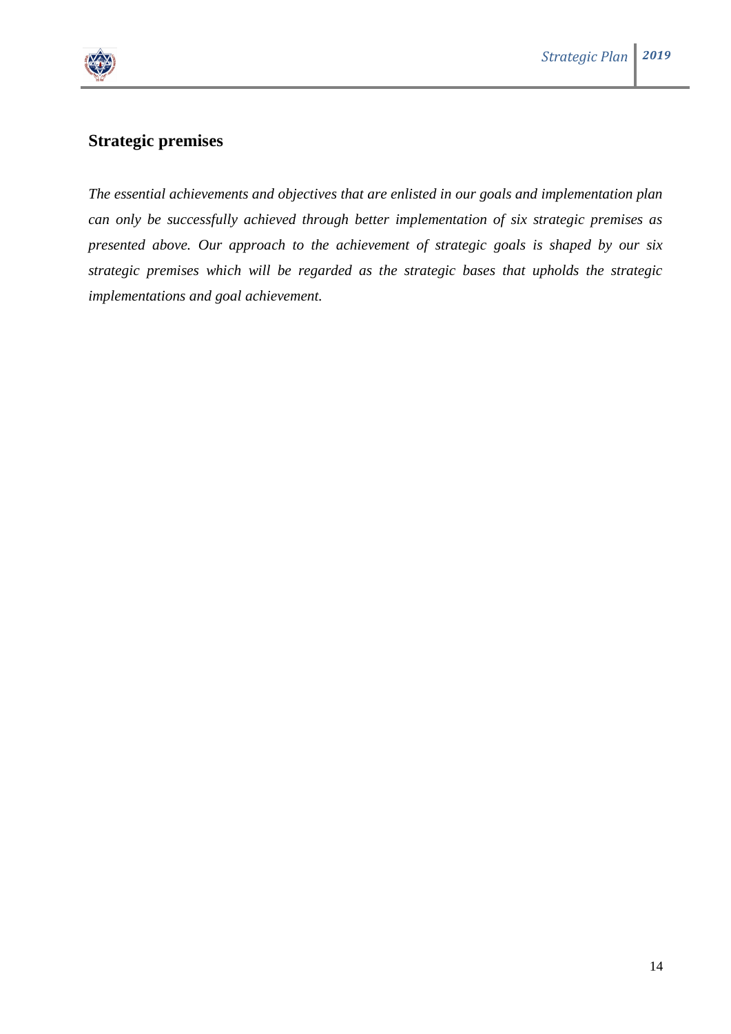## Strategic premises

*The essential achievements and objectives that are enlisted in our goals and implementation plan can only be successfully achieved through better implementation of six strategic premises as presented above. Our approach to the achievement of strategic goals is shaped by our six strategic premises which will be regarded as the strategic bases that upholds the strategic implementations and goal achievement.*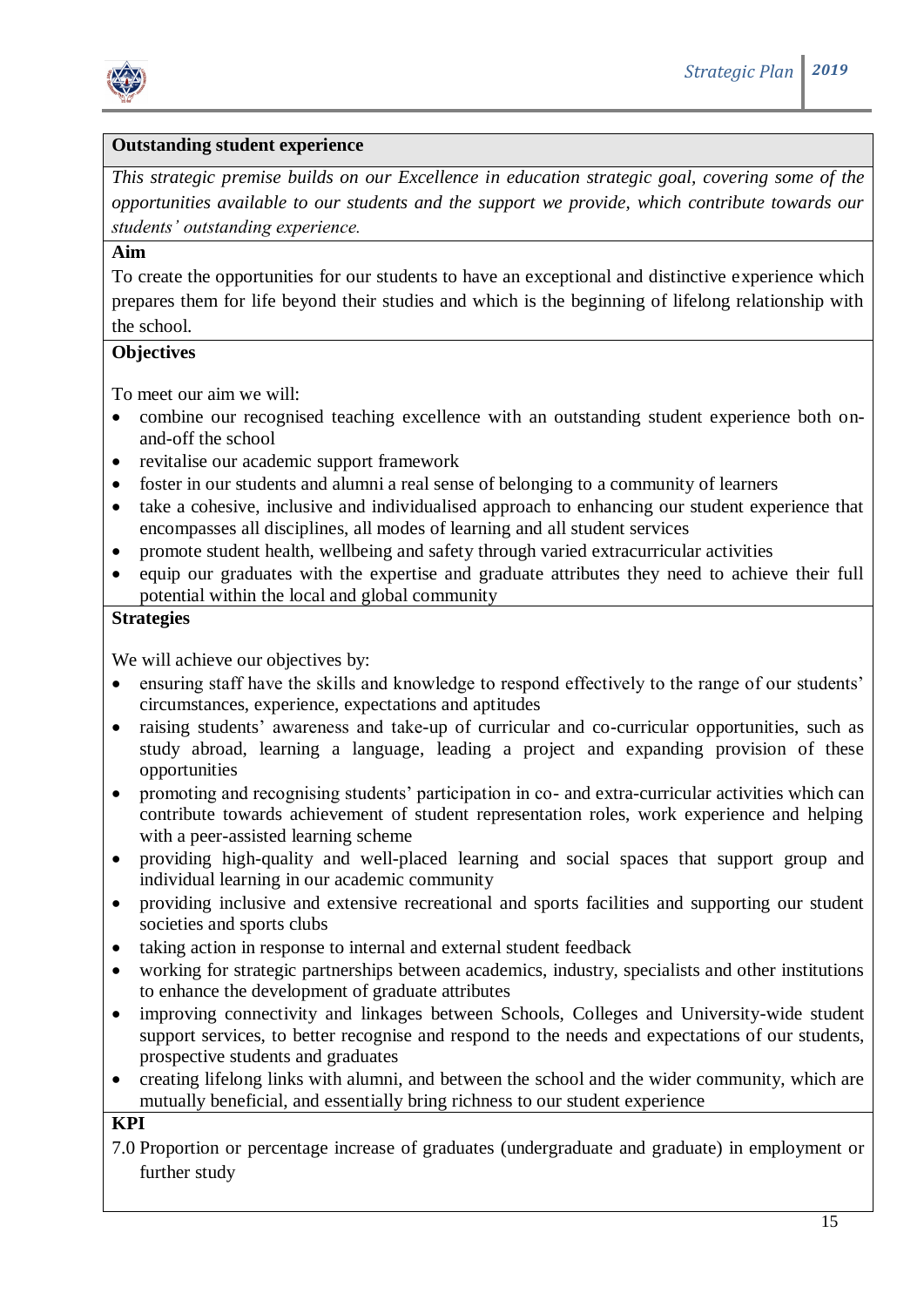## Outstanding student experience

*This strategic premise builds on our Excellence in education strategic goal, covering some of the opportunities available to our students and the support we provide, which contribute towards our students' outstanding experience.*

**Aim**

To create the opportunities for our students to have an exceptional and distinctive experience which prepares them for life beyond their studies and which is the beginning of lifelong relationship with the school.

**Objectives**

To meet our aim we will:

- combine our recognised teaching excellence with an outstanding student experience both on-and-off the school
- revitalise our academic support framework
- foster in our students and alumni a real sense of belonging to a community of learners
- take a cohesive, inclusive and individualised approach to enhancing our student experience that encompasses all disciplines, all modes of learning and all student services
- promote student health, wellbeing and safety through varied extracurricular activities
- equip our graduates with the expertise and graduate attributes they need to achieve their full potential within the local and global community

**Strategies**

We will achieve our objectives by:

- ensuring staff have the skills and knowledge to respond effectively to the range of our students' circumstances, experience, expectations and aptitudes
- raising students' awareness and take-up of curricular and co-curricular opportunities, such as study abroad, learning a language, leading a project and expanding provision of these opportunities
- promoting and recognising students' participation in co- and extra-curricular activities which can contribute towards achievement of student representation roles, work experience and helping with a peer-assisted learning scheme
- providing high-quality and well-placed learning and social spaces that support group and individual learning in our academic community
- providing inclusive and extensive recreational and sports facilities and supporting our student societies and sports clubs
- taking action in response to internal and external student feedback
- working for strategic partnerships between academics, industry, specialists and other institutions to enhance the development of graduate attributes
- improving connectivity and linkages between Schools, Colleges and University-wide student support services, to better recognise and respond to the needs and expectations of our students, prospective students and graduates
- creating lifelong links with alumni, and between the school and the wider community, which are mutually beneficial, and essentially bring richness to our student experience

**KPI**

7.0 Proportion or percentage increase of graduates (undergraduate and graduate) in employment or further study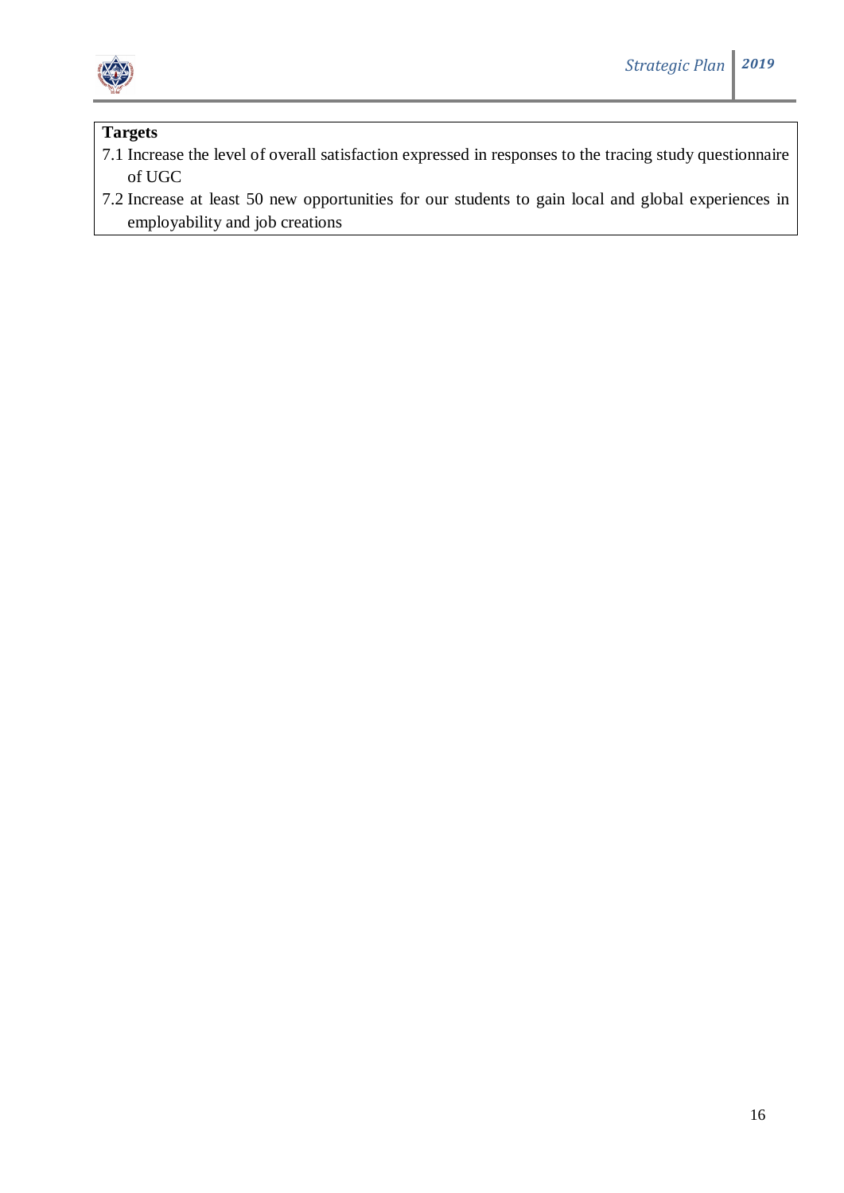**Targets**

7.1 Increase the level of overall satisfaction expressed in responses to the tracing study questionnaire of UGC

7.2 Increase at least 50 new opportunities for our students to gain local and global experiences in employability and job creations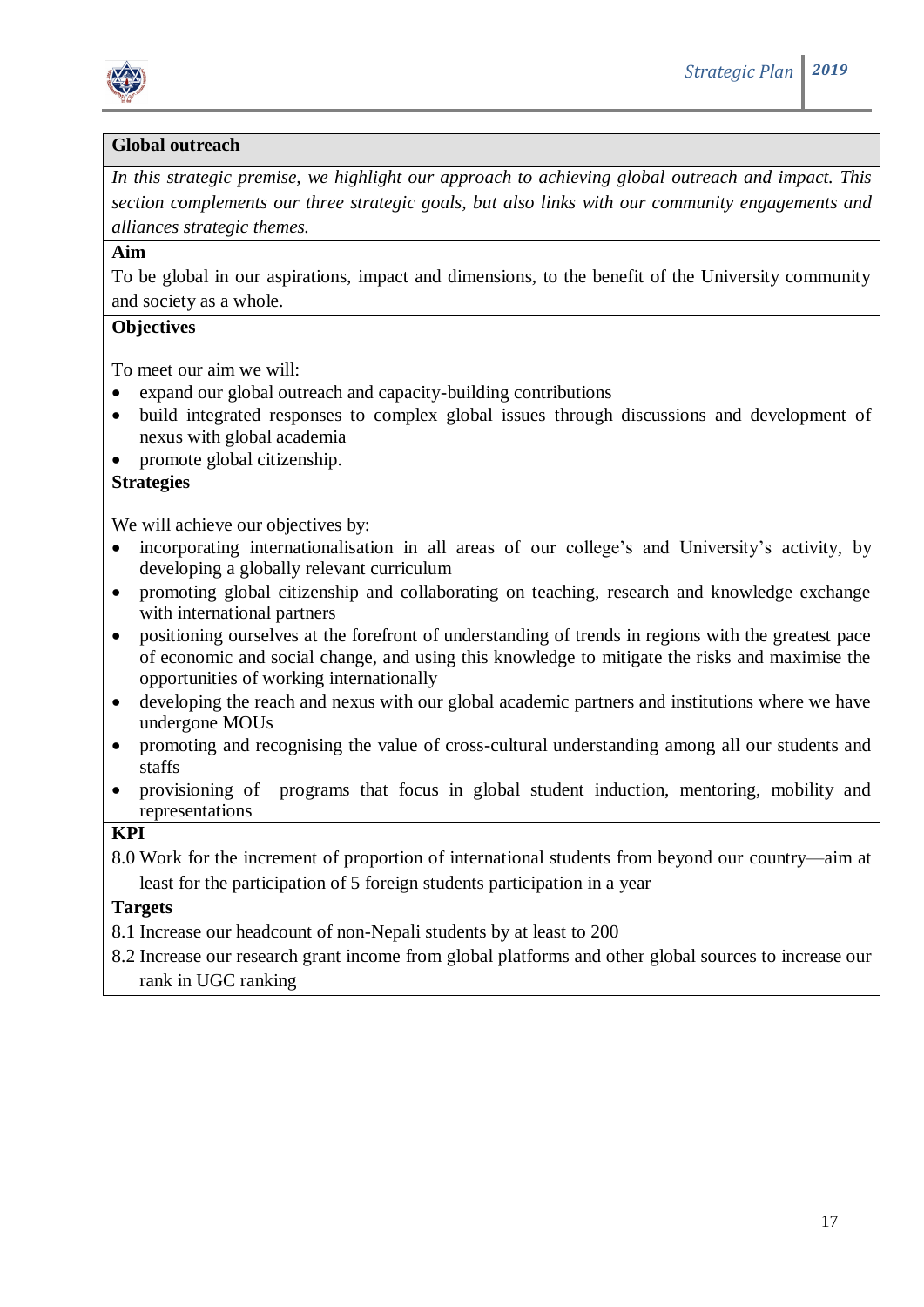## Global outreach

*In this strategic premise, we highlight our approach to achieving global outreach and impact. This section complements our three strategic goals, but also links with our community engagements and alliances strategic themes.*

**Aim**

To be global in our aspirations, impact and dimensions, to the benefit of the University community and society as a whole.

**Objectives**

To meet our aim we will:

- expand our global outreach and capacity-building contributions
- build integrated responses to complex global issues through discussions and development of nexus with global academia
- promote global citizenship.

**Strategies**

We will achieve our objectives by:

- incorporating internationalisation in all areas of our college's and University's activity, by developing a globally relevant curriculum
- promoting global citizenship and collaborating on teaching, research and knowledge exchange with international partners
- positioning ourselves at the forefront of understanding of trends in regions with the greatest pace of economic and social change, and using this knowledge to mitigate the risks and maximise the opportunities of working internationally
- developing the reach and nexus with our global academic partners and institutions where we have undergone MOUs
- promoting and recognising the value of cross-cultural understanding among all our students and staffs
- provisioning of programs that focus in global student induction, mentoring, mobility and representations

**KPI**

8.0 Work for the increment of proportion of international students from beyond our country—aim at least for the participation of 5 foreign students participation in a year

**Targets**

8.1 Increase our headcount of non-Nepali students by at least to 200

8.2 Increase our research grant income from global platforms and other global sources to increase our rank in UGC ranking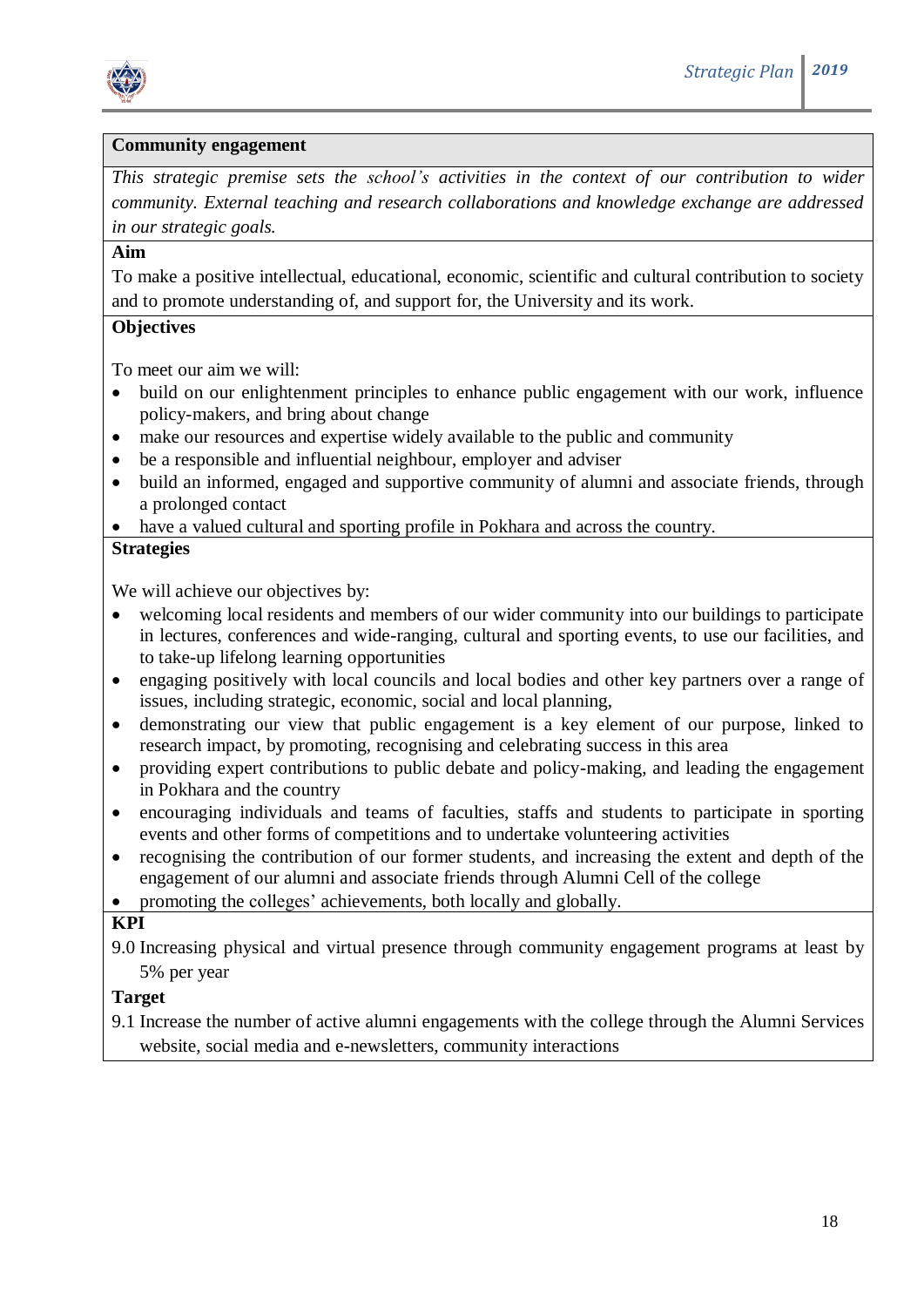**Community engagement**

*This strategic premise sets the school's activities in the context of our contribution to wider community. External teaching and research collaborations and knowledge exchange are addressed in our strategic goals.*

**Aim**

To make a positive intellectual, educational, economic, scientific and cultural contribution to society and to promote understanding of, and support for, the University and its work.

**Objectives**

To meet our aim we will:

- build on our enlightenment principles to enhance public engagement with our work, influence policy-makers, and bring about change
- make our resources and expertise widely available to the public and community
- be a responsible and influential neighbour, employer and adviser
- build an informed, engaged and supportive community of alumni and associate friends, through a prolonged contact
- have a valued cultural and sporting profile in Pokhara and across the country.

**Strategies**

We will achieve our objectives by:

- welcoming local residents and members of our wider community into our buildings to participate in lectures, conferences and wide-ranging, cultural and sporting events, to use our facilities, and to take-up lifelong learning opportunities
- engaging positively with local councils and local bodies and other key partners over a range of issues, including strategic, economic, social and local planning,
- demonstrating our view that public engagement is a key element of our purpose, linked to research impact, by promoting, recognising and celebrating success in this area
- providing expert contributions to public debate and policy-making, and leading the engagement in Pokhara and the country
- encouraging individuals and teams of faculties, staffs and students to participate in sporting events and other forms of competitions and to undertake volunteering activities
- recognising the contribution of our former students, and increasing the extent and depth of the engagement of our alumni and associate friends through Alumni Cell of the college
- promoting the colleges' achievements, both locally and globally.

**KPI**

9.0 Increasing physical and virtual presence through community engagement programs at least by 5% per year

**Target**

9.1 Increase the number of active alumni engagements with the college through the Alumni Services website, social media and e-newsletters, community interactions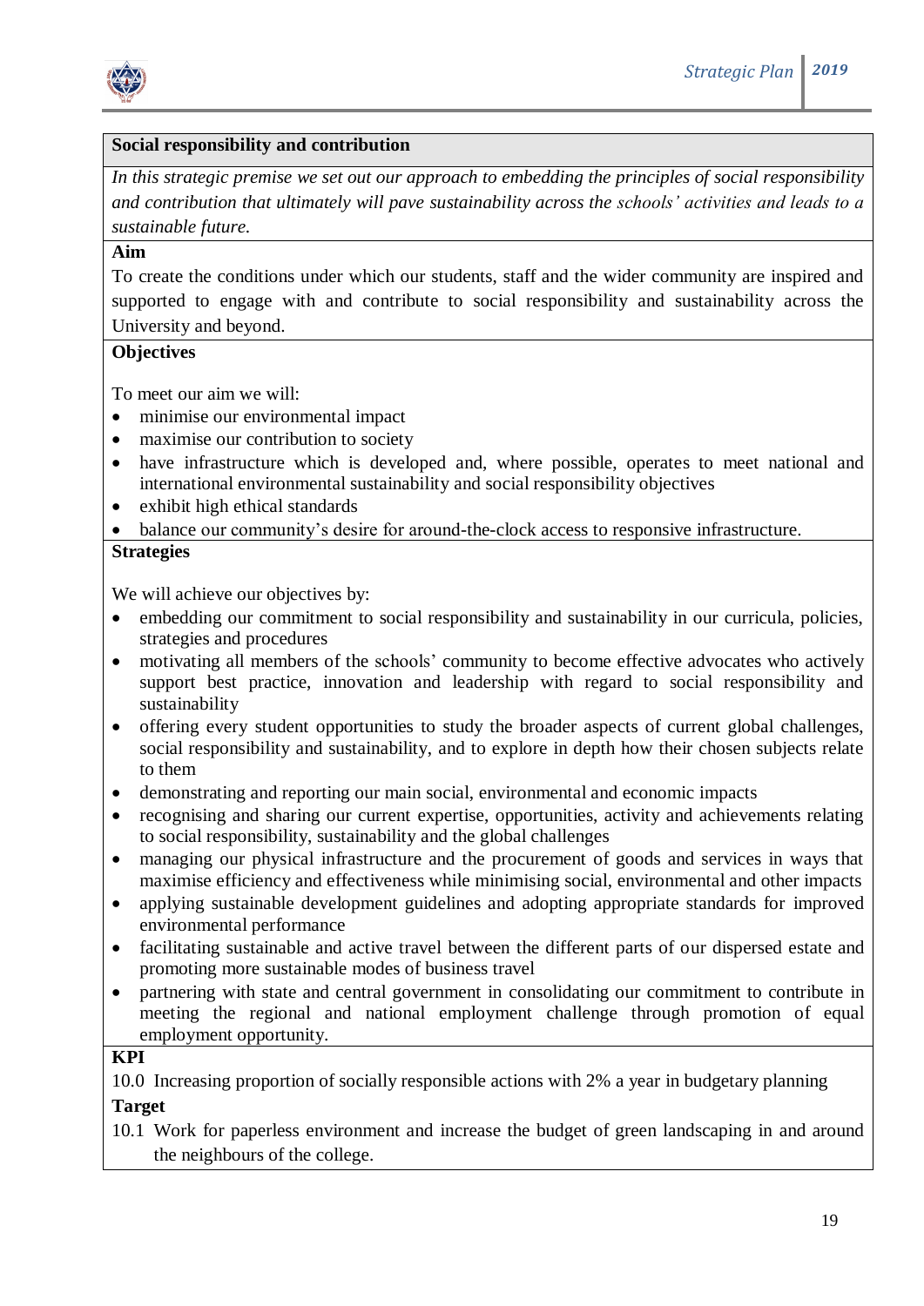## Social responsibility and contribution

*In this strategic premise we set out our approach to embedding the principles of social responsibility and contribution that ultimately will pave sustainability across the schools' activities and leads to a sustainable future.*

**Aim**

To create the conditions under which our students, staff and the wider community are inspired and supported to engage with and contribute to social responsibility and sustainability across the University and beyond.

**Objectives**

To meet our aim we will:

- minimise our environmental impact
- maximise our contribution to society
- have infrastructure which is developed and, where possible, operates to meet national and international environmental sustainability and social responsibility objectives
- exhibit high ethical standards
- balance our community's desire for around-the-clock access to responsive infrastructure.

**Strategies**

We will achieve our objectives by:

- embedding our commitment to social responsibility and sustainability in our curricula, policies, strategies and procedures
- motivating all members of the schools' community to become effective advocates who actively support best practice, innovation and leadership with regard to social responsibility and sustainability
- offering every student opportunities to study the broader aspects of current global challenges, social responsibility and sustainability, and to explore in depth how their chosen subjects relate to them
- demonstrating and reporting our main social, environmental and economic impacts
- recognising and sharing our current expertise, opportunities, activity and achievements relating to social responsibility, sustainability and the global challenges
- managing our physical infrastructure and the procurement of goods and services in ways that maximise efficiency and effectiveness while minimising social, environmental and other impacts
- applying sustainable development guidelines and adopting appropriate standards for improved environmental performance
- facilitating sustainable and active travel between the different parts of our dispersed estate and promoting more sustainable modes of business travel
- partnering with state and central government in consolidating our commitment to contribute in meeting the regional and national employment challenge through promotion of equal employment opportunity.

**KPI**

10.0 Increasing proportion of socially responsible actions with 2% a year in budgetary planning

**Target**

10.1 Work for paperless environment and increase the budget of green landscaping in and around the neighbours of the college.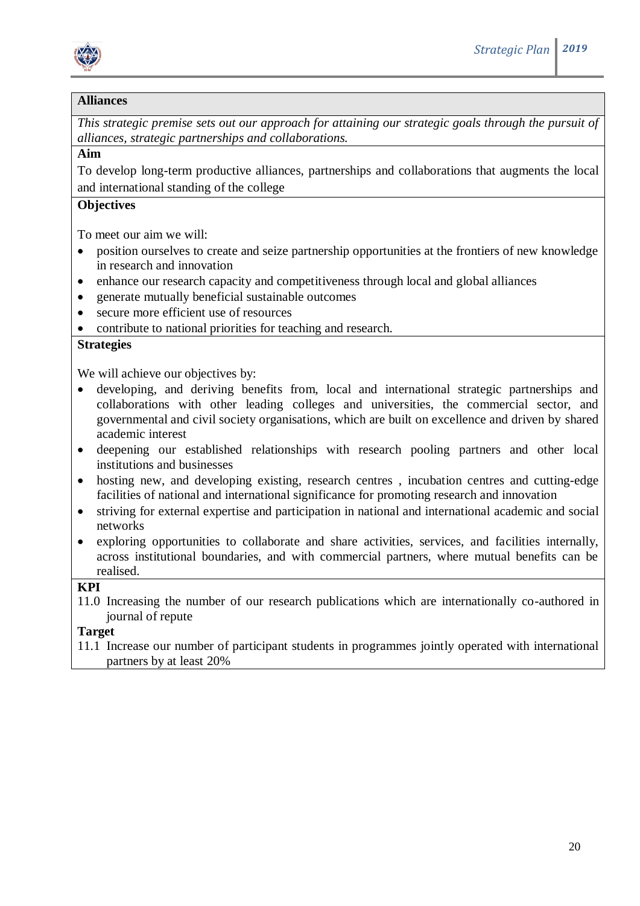## Alliances

*This strategic premise sets out our approach for attaining our strategic goals through the pursuit of alliances, strategic partnerships and collaborations.*

**Aim**

To develop long-term productive alliances, partnerships and collaborations that augments the local and international standing of the college

**Objectives**

To meet our aim we will:

- position ourselves to create and seize partnership opportunities at the frontiers of new knowledge in research and innovation
- enhance our research capacity and competitiveness through local and global alliances
- generate mutually beneficial sustainable outcomes
- secure more efficient use of resources
- contribute to national priorities for teaching and research.

**Strategies**

We will achieve our objectives by:

- developing, and deriving benefits from, local and international strategic partnerships and collaborations with other leading colleges and universities, the commercial sector, and governmental and civil society organisations, which are built on excellence and driven by shared academic interest
- deepening our established relationships with research pooling partners and other local institutions and businesses
- hosting new, and developing existing, research centres , incubation centres and cutting-edge facilities of national and international significance for promoting research and innovation
- striving for external expertise and participation in national and international academic and social networks
- exploring opportunities to collaborate and share activities, services, and facilities internally, across institutional boundaries, and with commercial partners, where mutual benefits can be realised.

**KPI**

11.0 Increasing the number of our research publications which are internationally co-authored in journal of repute

**Target**

11.1 Increase our number of participant students in programmes jointly operated with international partners by at least 20%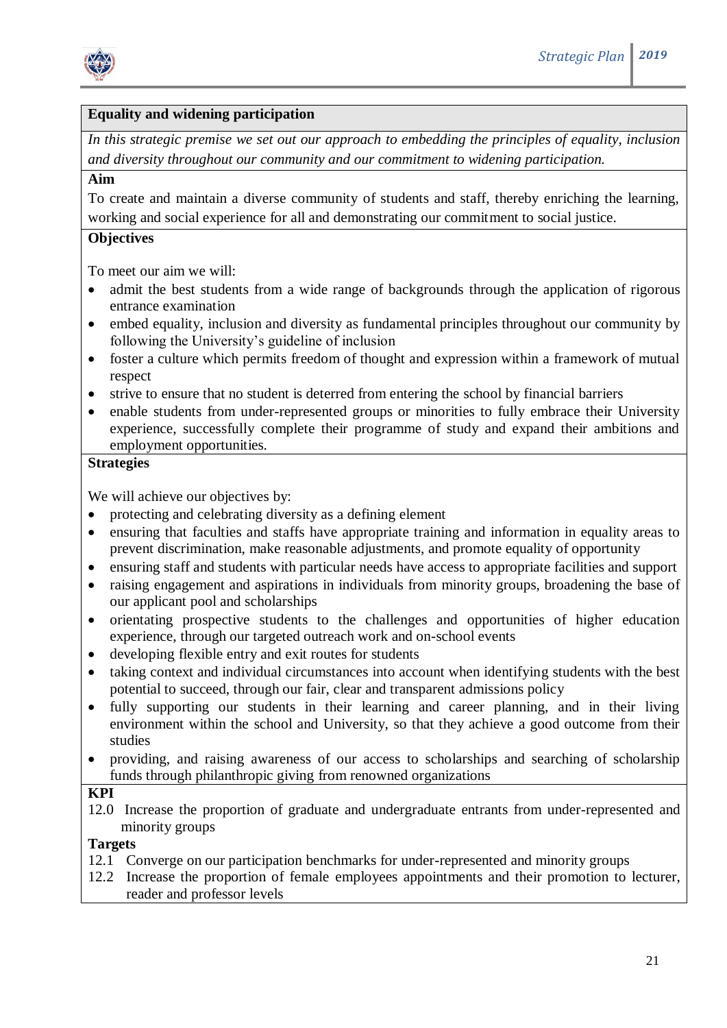## Equality and widening participation

*In this strategic premise we set out our approach to embedding the principles of equality, inclusion and diversity throughout our community and our commitment to widening participation.*

**Aim**

To create and maintain a diverse community of students and staff, thereby enriching the learning, working and social experience for all and demonstrating our commitment to social justice.

**Objectives**

To meet our aim we will:

- admit the best students from a wide range of backgrounds through the application of rigorous entrance examination
- embed equality, inclusion and diversity as fundamental principles throughout our community by following the University's guideline of inclusion
- foster a culture which permits freedom of thought and expression within a framework of mutual respect
- strive to ensure that no student is deterred from entering the school by financial barriers
- enable students from under-represented groups or minorities to fully embrace their University experience, successfully complete their programme of study and expand their ambitions and employment opportunities.

**Strategies**

We will achieve our objectives by:

- protecting and celebrating diversity as a defining element
- ensuring that faculties and staffs have appropriate training and information in equality areas to prevent discrimination, make reasonable adjustments, and promote equality of opportunity
- ensuring staff and students with particular needs have access to appropriate facilities and support
- raising engagement and aspirations in individuals from minority groups, broadening the base of our applicant pool and scholarships
- orientating prospective students to the challenges and opportunities of higher education experience, through our targeted outreach work and on-school events
- developing flexible entry and exit routes for students
- taking context and individual circumstances into account when identifying students with the best potential to succeed, through our fair, clear and transparent admissions policy
- fully supporting our students in their learning and career planning, and in their living environment within the school and University, so that they achieve a good outcome from their studies
- providing, and raising awareness of our access to scholarships and searching of scholarship funds through philanthropic giving from renowned organizations

**KPI**

12.0 Increase the proportion of graduate and undergraduate entrants from under-represented and minority groups

**Targets**

12.1 Converge on our participation benchmarks for under-represented and minority groups

12.2 Increase the proportion of female employees appointments and their promotion to lecturer, reader and professor levels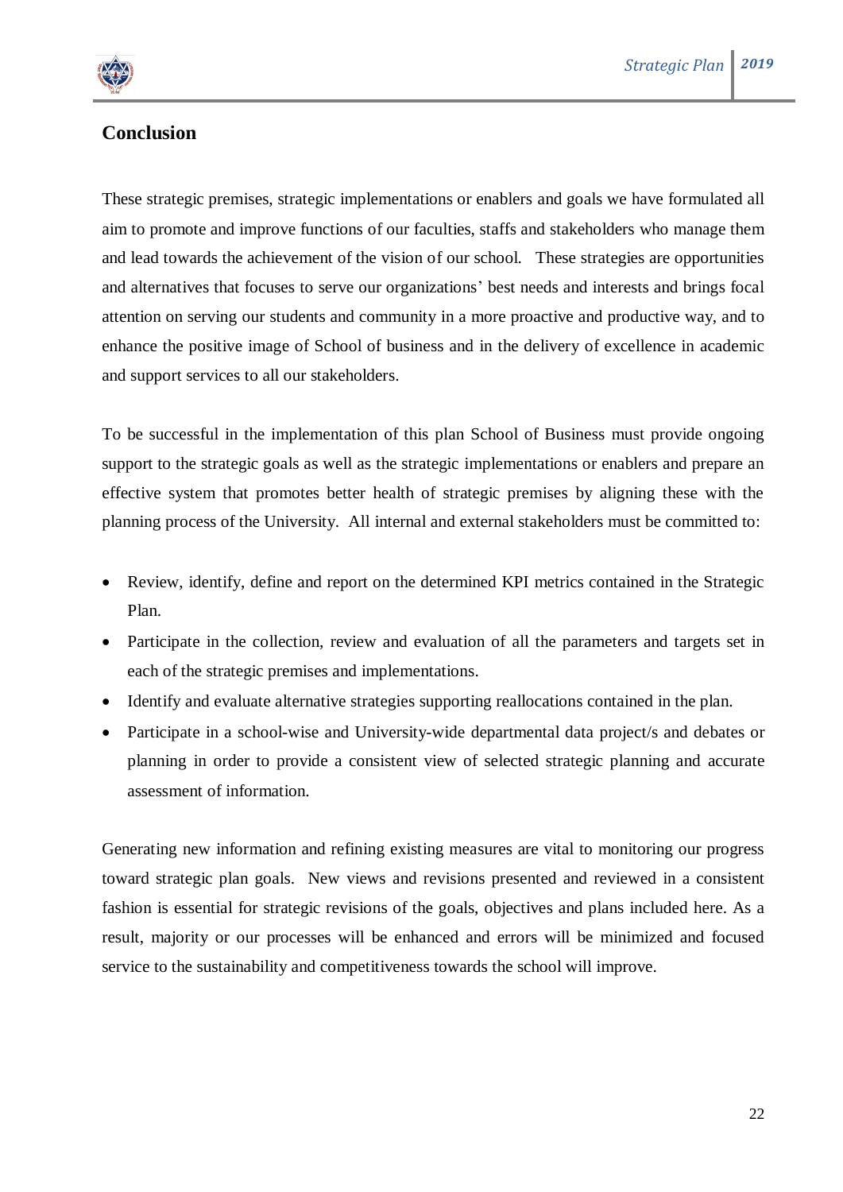## Conclusion

These strategic premises, strategic implementations or enablers and goals we have formulated all aim to promote and improve functions of our faculties, staffs and stakeholders who manage them and lead towards the achievement of the vision of our school. These strategies are opportunities and alternatives that focuses to serve our organizations' best needs and interests and brings focal attention on serving our students and community in a more proactive and productive way, and to enhance the positive image of School of business and in the delivery of excellence in academic and support services to all our stakeholders.

To be successful in the implementation of this plan School of Business must provide ongoing support to the strategic goals as well as the strategic implementations or enablers and prepare an effective system that promotes better health of strategic premises by aligning these with the planning process of the University. All internal and external stakeholders must be committed to:

- Review, identify, define and report on the determined KPI metrics contained in the Strategic Plan.
- Participate in the collection, review and evaluation of all the parameters and targets set in each of the strategic premises and implementations.
- Identify and evaluate alternative strategies supporting reallocations contained in the plan.
- Participate in a school-wise and University-wide departmental data project/s and debates or planning in order to provide a consistent view of selected strategic planning and accurate assessment of information.

Generating new information and refining existing measures are vital to monitoring our progress toward strategic plan goals. New views and revisions presented and reviewed in a consistent fashion is essential for strategic revisions of the goals, objectives and plans included here. As a result, majority or our processes will be enhanced and errors will be minimized and focused service to the sustainability and competitiveness towards the school will improve.